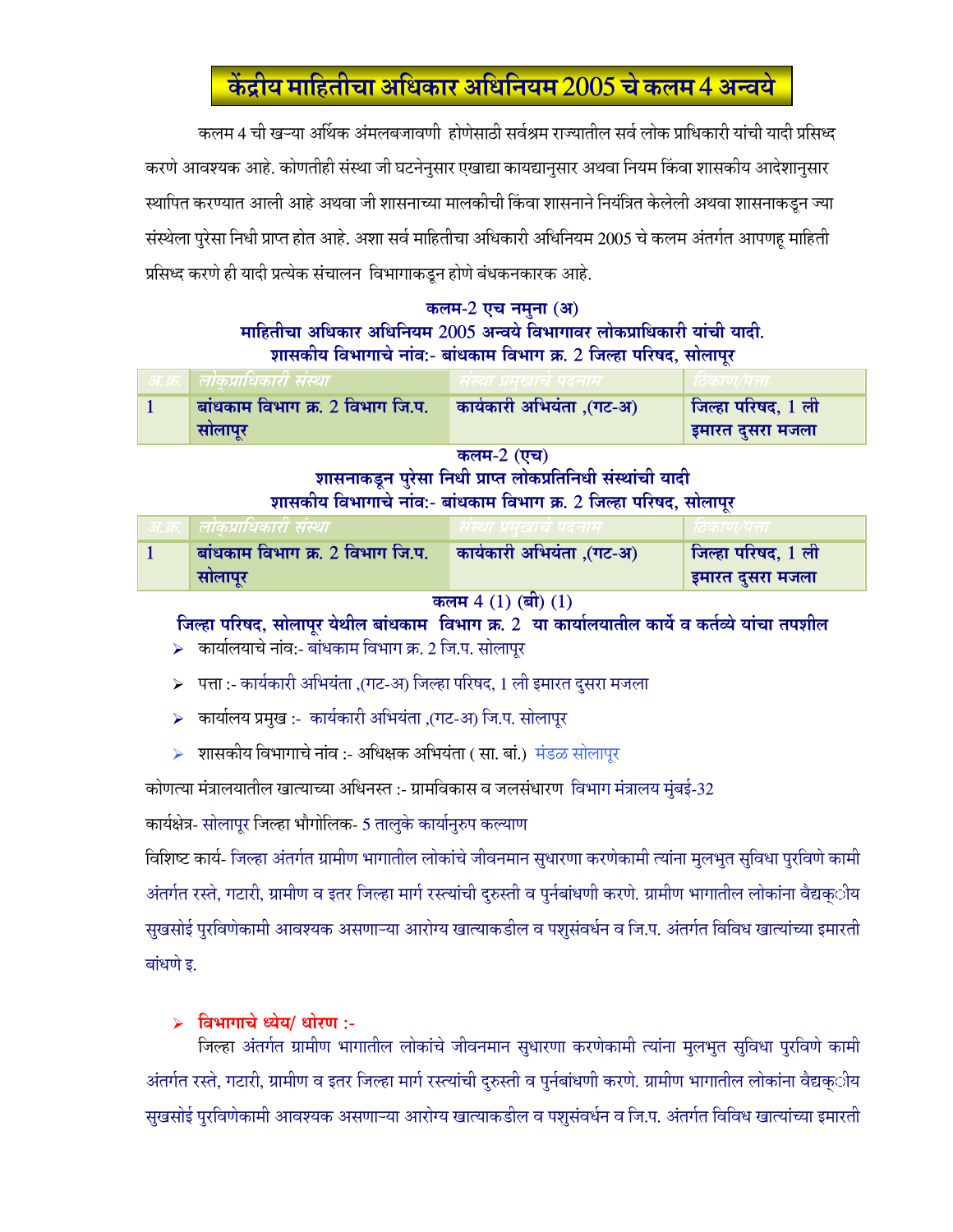# केंद्रीय माहितीचा अधिकार अधिनियम 2005 चे कलम 4 अन्वये

कलम 4 ची खऱ्या अर्थिक अंमलबजावणी होणेसाठी सर्वश्रम राज्यातील सर्व लोक प्राधिकारी यांची यादी प्रसिध्द करणे आवश्यक आहे. कोणतीही संस्था जी घटनेनुसार एखाद्या कायद्यानुसार अथवा नियम किंवा शासकीय आदेशानुसार स्थापित करण्यात आली आहे अथवा जी शासनाच्या मालकीची किंवा शासनाने नियंत्रित केलेली अथवा शासनाकडून ज्या संस्थेला पुरेसा निधी प्राप्त होत आहे. अशा सर्व माहितीचा अधिकारी अधिनियम 2005 चे कलम अंतर्गत आपणहू माहिती प्रसिध्द करणे ही यादी प्रत्येक संचालन विभागाकडून होणे बंधकनकारक आहे.

### कलम-2 एच नमुना (अ)

### माहितीचा अधिकार अधिनियम 2005 अन्वये विभागावर लोकप्राधिकारी यांची यादी.

### शासकीय विभागाचे नांव:- बांधकाम विभाग क्र. 2 जिल्हा परिषद, सोलापूर

| अ.क्र. | लोकप्राधिकारी संस्था | संस्था प्रमुखाचे पदनाम | ठिकाण/पत्ता |
|---|---|---|---|
| 1 | **बांधकाम विभाग क्र. 2 विभाग जि.प. सोलापूर** | **कार्यकारी अभियंता ,(गट-अ)** | **जिल्हा परिषद, 1 ली इमारत दुसरा मजला** |

### कलम-2 (एच)

### शासनाकडून पुरेसा निधी प्राप्त लोकप्रतिनिधी संस्थांची यादी

### शासकीय विभागाचे नांव:- बांधकाम विभाग क्र. 2 जिल्हा परिषद, सोलापूर

| अ.क्र. | लोकप्राधिकारी संस्था | संस्था प्रमुखाचे पदनाम | ठिकाण/पत्ता |
|---|---|---|---|
| 1 | **बांधकाम विभाग क्र. 2 विभाग जि.प. सोलापूर** | **कार्यकारी अभियंता ,(गट-अ)** | **जिल्हा परिषद, 1 ली इमारत दुसरा मजला** |

### कलम 4 (1) (बी) (1)

### जिल्हा परिषद, सोलापूर येथील बांधकाम विभाग क्र. 2 या कार्यालयातील कार्ये व कर्तव्ये यांचा तपशील

- कार्यालयाचे नांव:- बांधकाम विभाग क्र. 2 जि.प. सोलापूर
- पत्ता :- कार्यकारी अभियंता ,(गट-अ) जिल्हा परिषद, 1 ली इमारत दुसरा मजला
- कार्यालय प्रमुख :- कार्यकारी अभियंता ,(गट-अ) जि.प. सोलापूर
- शासकीय विभागाचे नांव :- अधिक्षक अभियंता ( सा. बां.) मंडळ सोलापूर

कोणत्या मंत्रालयातील खात्याच्या अधिनस्त :- ग्रामविकास व जलसंधारण विभाग मंत्रालय मुंबई-32

कार्यक्षेत्र- सोलापूर जिल्हा भौगोलिक- 5 तालुके कार्यानुरुप कल्याण

विशिष्ट कार्य- जिल्हा अंतर्गत ग्रामीण भागातील लोकांचे जीवनमान सुधारणा करणेकामी त्यांना मुलभुत सुविधा पुरविणे कामी अंतर्गत रस्ते, गटारी, ग्रामीण व इतर जिल्हा मार्ग रस्त्यांची दुरुस्ती व पुर्नबांधणी करणे. ग्रामीण भागातील लोकांना वैद्यकीय सुखसोई पुरविणेकामी आवश्यक असणाऱ्या आरोग्य खात्याकडील व पशुसंवर्धन व जि.प. अंतर्गत विविध खात्यांच्या इमारती बांधणे इ.

- **विभागाचे ध्येय/ धोरण :-**

जिल्हा अंतर्गत ग्रामीण भागातील लोकांचे जीवनमान सुधारणा करणेकामी त्यांना मुलभुत सुविधा पुरविणे कामी अंतर्गत रस्ते, गटारी, ग्रामीण व इतर जिल्हा मार्ग रस्त्यांची दुरुस्ती व पुर्नबांधणी करणे. ग्रामीण भागातील लोकांना वैद्यकीय सुखसोई पुरविणेकामी आवश्यक असणाऱ्या आरोग्य खात्याकडील व पशुसंवर्धन व जि.प. अंतर्गत विविध खात्यांच्या इमारती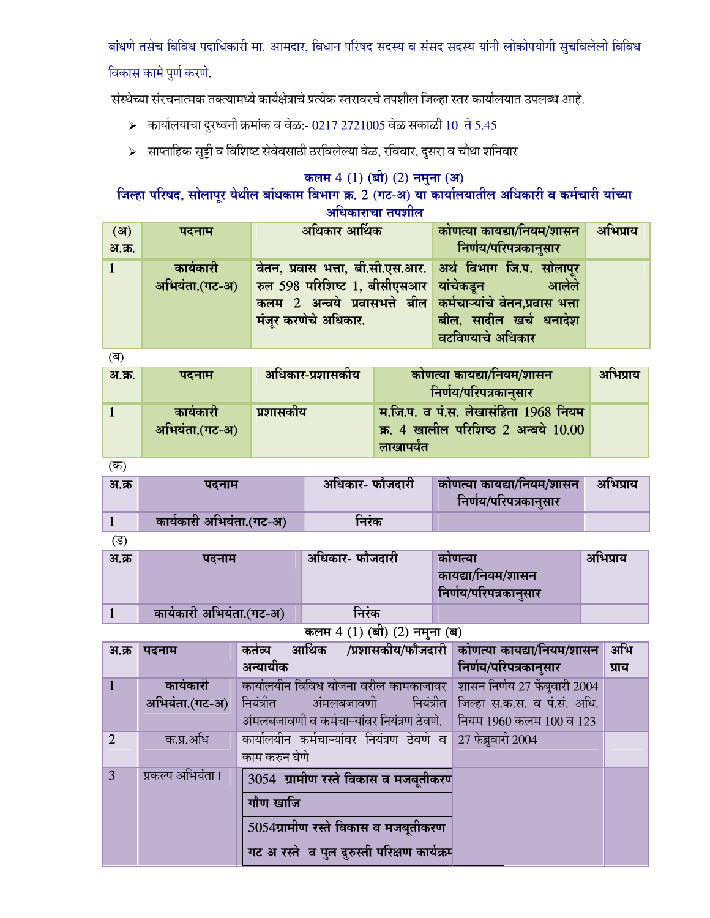बांधणे तसेच विविध पदाधिकारी मा. आमदार, विधान परिषद सदस्य व संसद सदस्य यांनी लोकोपयोगी सुचविलेली विविध विकास कामे पुर्ण करणे.

संस्थेच्या संरचनात्मक तक्त्यामध्ये कार्यक्षेत्राचे प्रत्येक स्तरावरचे तपशील जिल्हा स्तर कार्यालयात उपलब्ध आहे.

- कार्यालयाचा दुरध्वनी क्रमांक व वेळ:- 0217 2721005 वेळ सकाळी 10 ते 5.45
- साप्ताहिक सुट्टी व विशिष्ट सेवेवसाठी ठरविलेल्या वेळ, रविवार, दुसरा व चौथा शनिवार

### कलम 4 (1) (बी) (2) नमुना (अ)

### जिल्हा परिषद, सोलापूर येथील बांधकाम विभाग क्र. 2 (गट-अ) या कार्यालयातील अधिकारी व कर्मचारी यांच्या अधिकाराचा तपशील

| (अ) अ.क्र. | पदनाम | अधिकार आर्थिक | कोणत्या कायद्या/नियम/शासन निर्णय/परिपत्रकानुसार | अभिप्राय |
|---|---|---|---|---|
| 1 | कार्यकारी अभियंता.(गट-अ) | वेतन, प्रवास भत्ता, बी.सी.एस.आर. रुल 598 परिशिष्ट 1, बीसीएसआर कलम 2 अन्वये प्रवासभत्ते बील मंजूर करणेचे अधिकार. | अर्थ विभाग जि.प. सोलापूर यांचेकडून आलेले कर्मचाऱ्यांचे वेतन,प्रवास भत्ता बील, सादील खर्च धनादेश वटविण्याचे अधिकार | |

(ब)

| अ.क्र. | पदनाम | अधिकार-प्रशासकीय | कोणत्या कायद्या/नियम/शासन निर्णय/परिपत्रकानुसार | अभिप्राय |
|---|---|---|---|---|
| 1 | कार्यकारी अभियंता.(गट-अ) | प्रशासकीय | म.जि.प. व पं.स. लेखासंहिता 1968 नियम क्र. 4 खालील परिशिष्ट 2 अन्वये 10.00 लाखापर्यंत | |

(क)

| अ.क्र | पदनाम | अधिकार- फौजदारी | कोणत्या कायद्या/नियम/शासन निर्णय/परिपत्रकानुसार | अभिप्राय |
|---|---|---|---|---|
| 1 | कार्यकारी अभियंता.(गट-अ) | निरंक | | |

(ड)

| अ.क्र | पदनाम | अधिकार- फौजदारी | कोणत्या कायद्या/नियम/शासन निर्णय/परिपत्रकानुसार | अभिप्राय |
|---|---|---|---|---|
| 1 | कार्यकारी अभियंता.(गट-अ) | निरंक | | |

### कलम 4 (1) (बी) (2) नमुना (ब)

| अ.क्र | पदनाम | कर्तव्य आर्थिक /प्रशासकीय/फौजदारी अन्यायीक | कोणत्या कायद्या/नियम/शासन निर्णय/परिपत्रकानुसार | अभिप्राय |
|---|---|---|---|---|
| 1 | कार्यकारी अभियंता.(गट-अ) | कार्यालयीन विविध योजना वरील कामकाजावर नियंत्रीत अंमलबजावणी नियंत्रीत अंमलबजावणी व कर्मचाऱ्यांवर नियंत्रण ठेवणे. | शासन निर्णय 27 फेंबुवारी 2004 जिल्हा स.क.स. व पं.सं. अधि. नियम 1960 कलम 100 व 123 | |
| 2 | क.प्र.अधि | कार्यालयीन कर्मचाऱ्यांवर नियंत्रण ठेवणे व काम करुन घेणे | 27 फेब्रुवारी 2004 | |
| 3 | प्रकल्प अभियंता I | 3054 ग्रामीण रस्ते विकास व मजबूतीकरण<br>गौण खाजि<br>5054ग्रामीण रस्ते विकास व मजबूतीकरण<br>गट अ रस्ते व पुल दुरुस्ती परिक्षण कार्यक्रम | | |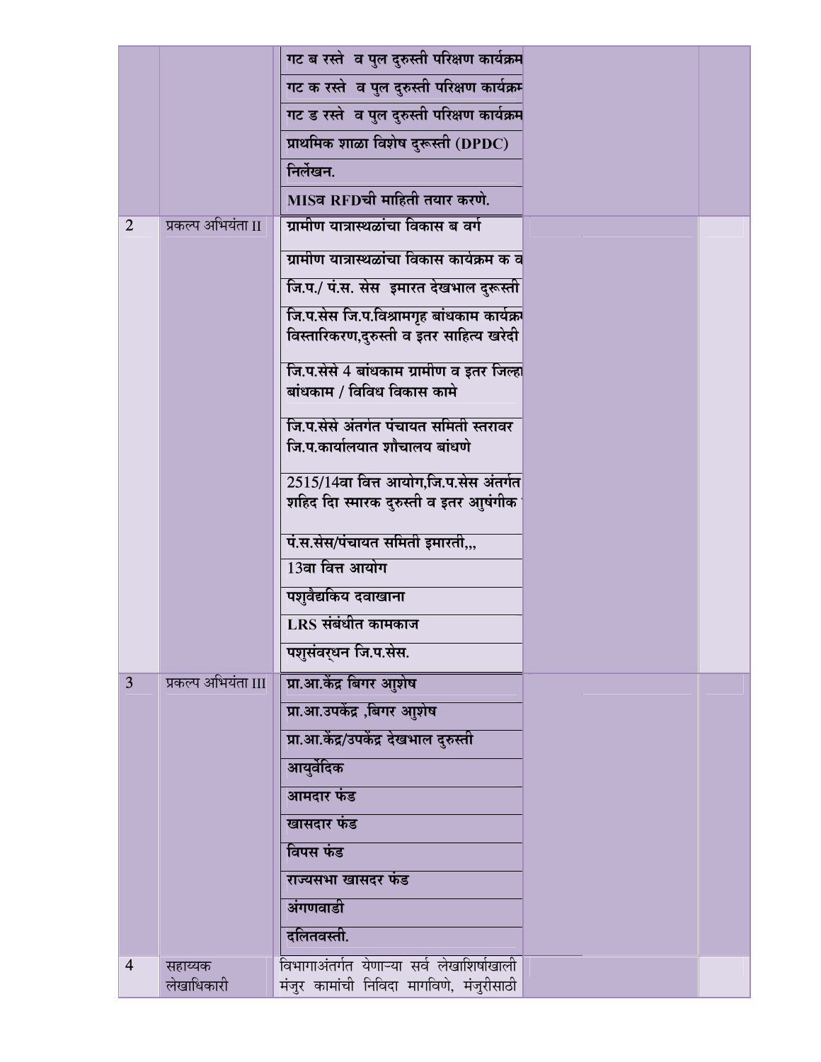| | | | | |
|---|---|---|---|---|
| | | गट ब रस्ते व पुल दुरुस्ती परिक्षण कार्यक्रम | | |
| | | गट क रस्ते व पुल दुरुस्ती परिक्षण कार्यक्रम | | |
| | | गट ड रस्ते व पुल दुरुस्ती परिक्षण कार्यक्रम | | |
| | | प्राथमिक शाळा विशेष दुरूस्ती (DPDC) | | |
| | | निर्लेखन. | | |
| | | MISव RFDची माहिती तयार करणे. | | |
| 2 | प्रकल्प अभियंता II | ग्रामीण यात्रास्थळांचा विकास ब वर्ग | | |
| | | ग्रामीण यात्रास्थळांचा विकास कार्यक्रम क व | | |
| | | जि.प./ पं.स. सेस इमारत देखभाल दुरूस्ती | | |
| | | जि.प.सेस जि.प.विश्रामगृह बांधकाम कार्यक्र विस्तारिकरण,दुरुस्ती व इतर साहित्य खरेदी | | |
| | | जि.प.सेसे 4 बांधकाम ग्रामीण व इतर जिल्हा बांधकाम / विविध विकास कामे | | |
| | | जि.प.सेसे अंतर्गत पंचायत समिती स्तरावर जि.प.कार्यालयात शौचालय बांधणे | | |
| | | 2515/14वा वित्त आयोग,जि.प.सेस अंतर्गत शहिद दि स्मारक दुरुस्ती व इतर आषुंगीक | | |
| | | पं.स.सेस/पंचायत समिती इमारती,,, | | |
| | | 13वा वित्त आयोग | | |
| | | पशुवैद्यकिय दवाखाना | | |
| | | LRS संबंधीत कामकाज | | |
| | | पशुसंवर्धन जि.प.सेस. | | |
| 3 | प्रकल्प अभियंता III | प्रा.आ.केंद्र बिगर आुशेष | | |
| | | प्रा.आ.उपकेंद्र ,बिगर आुशेष | | |
| | | प्रा.आ.केंद्र/उपकेंद्र देखभाल दुरुस्ती | | |
| | | आयुर्वेदिक | | |
| | | आमदार फंड | | |
| | | खासदार फंड | | |
| | | विपस फंड | | |
| | | राज्यसभा खासदर फंड | | |
| | | अंगणवाडी | | |
| | | दलितवस्ती. | | |
| 4 | सहाय्यक लेखाधिकारी | विभागाअंतर्गत येणाऱ्या सर्व लेखाशिर्षाखाली मंजुर कामांची निविदा मागविणे, मंजुरीसाठी | | |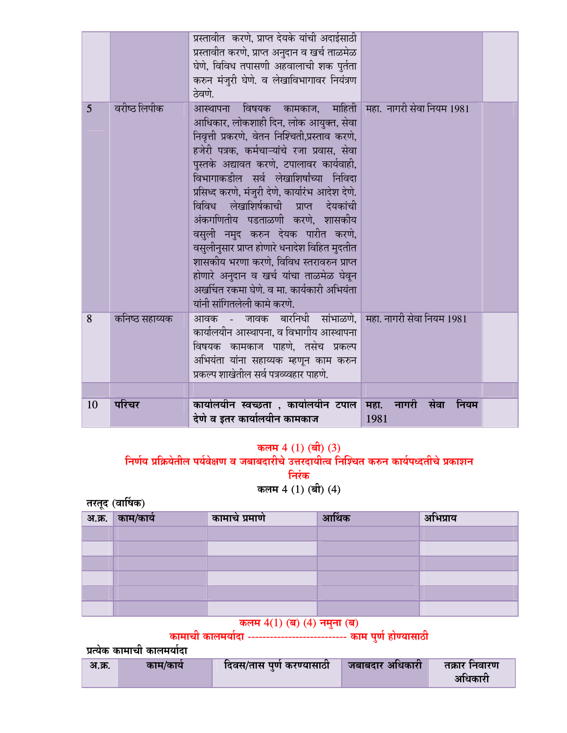| | | | | |
|---|---|---|---|---|
| | | प्रस्तावीत करणे, प्राप्त देयके यांची अदाईसाठी प्रस्तावीत करणे, प्राप्त अनुदान व खर्च ताळमेळ घेणे, विविध तपासणी अहवालाची शक पुर्तता करुन मंजुरी घेणे. व लेखाविभागावर नियंत्रण ठेवणे. | | |
| 5 | वरीष्ठ लिपीक | आस्थापना विषयक कामकाज, माहिती आधिकार, लोकशाही दिन, लोक आयुक्त, सेवा निवृत्ती प्रकरणे, वेतन निश्चिती,प्रस्ताव करणे, हजेरी पत्रक, कर्मचाऱ्यांचे रजा प्रवास, सेवा पुस्तके अद्यावत करणे, टपालावर कार्यवाही, विभागाकडील सर्व लेखाशिर्षांच्या निविदा प्रसिध्द करणे, मंजुरी देणे, कार्यारंभ आदेश देणे. विविध लेखाशिर्षकाची प्राप्त देयकांची अंकगणितीय पडताळणी करणे, शासकीय वसुली नमुद करुन देयक पारीत करणे, वसुलीनुसार प्राप्त होणारे धनादेश विहित मुदतीत शासकीय भरणा करणे, विविध स्तरावरुन प्राप्त होणारे अनुदान व खर्च यांचा ताळमेळ घेवून अखर्चित रकमा घेणे. व मा. कार्यकारी अभियंता यांनी सांगितलेली कामे करणे. | महा. नागरी सेवा नियम 1981 | |
| 8 | कनिष्ठ सहाय्यक | आवक - जावक बारनिधी सांभाळणे, कार्यालयीन आस्थापना, व विभागीय आस्थापना विषयक कामकाज पाहणे, तसेच प्रकल्प अभियंता यांना सहाय्यक म्हणून काम करुन प्रकल्प शाखेतील सर्व पत्रव्यव्हार पाहणे. | महा. नागरी सेवा नियम 1981 | |
| | | | | |
| 10 | **परिचर** | **कार्यालयीन स्वच्छता , कार्यालयीन टपाल देणे व इतर कार्यालयीन कामकाज** | **महा. नागरी सेवा नियम** 1981 | |

**कलम 4 (1) (बी) (3)**

**निर्णय प्रक्रियेतील पर्यवेक्षण व जबाबदारीचे उत्तरदायीत्व निश्चित करुन कार्यपध्दतीचे प्रकाशन**

**निरंक**

**कलम 4 (1) (बी) (4)**

**तरतूद (वार्षिक)**

| अ.क्र. | काम/कार्य | कामाचे प्रमाणे | आर्थिक | अभिप्राय |
|---|---|---|---|---|
| | | | | |
| | | | | |
| | | | | |
| | | | | |
| | | | | |
| | | | | |

**कलम 4(1) (ब) (4) नमुना (ब)**

**कामाची कालमर्यादा -------------------------- काम पुर्ण होण्यासाठी**

**प्रत्येक कामाची कालमर्यादा**

| अ.क्र. | काम/कार्य | दिवस/तास पुर्ण करण्यासाठी | जबाबदार अधिकारी | तक्रार निवारण अधिकारी |
|---|---|---|---|---|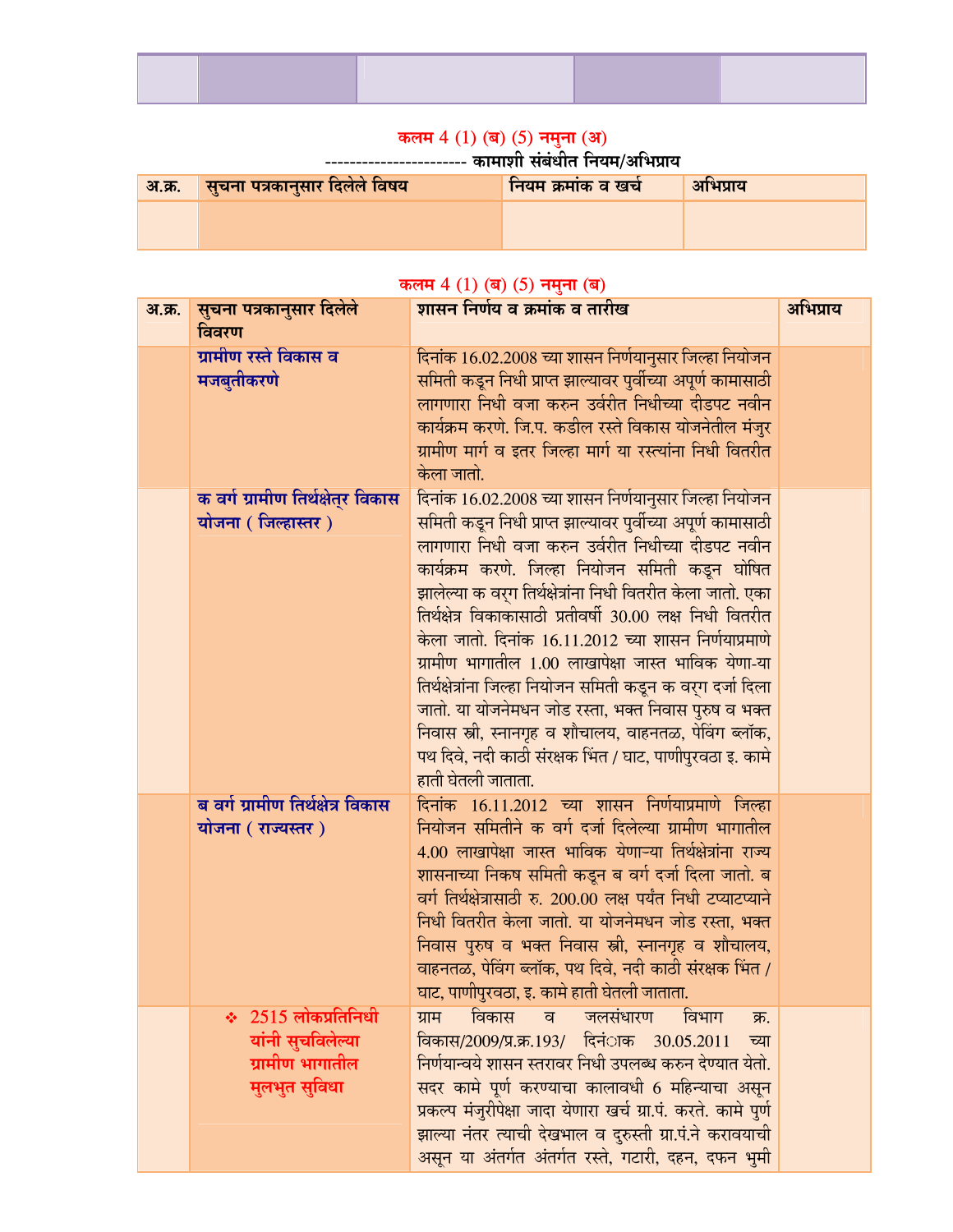| | | | | |
|---|---|---|---|---|
| | | | | |

### कलम 4 (1) (ब) (5) नमुना (अ)

---------------------- कामाशी संबंधीत नियम/अभिप्राय

| अ.क्र. | सुचना पत्रकानुसार दिलेले विषय | नियम क्रमांक व खर्च | अभिप्राय |
|---|---|---|---|
| | | | |

### कलम 4 (1) (ब) (5) नमुना (ब)

| अ.क्र. | सुचना पत्रकानुसार दिलेले विवरण | शासन निर्णय व क्रमांक व तारीख | अभिप्राय |
|---|---|---|---|
| | **ग्रामीण रस्ते विकास व मजबुतीकरणे** | दिनांक 16.02.2008 च्या शासन निर्णयानुसार जिल्हा नियोजन समिती कडून निधी प्राप्त झाल्यावर पुर्वीच्या अपूर्ण कामासाठी लागणारा निधी वजा करुन उर्वरीत निधीच्या दीडपट नवीन कार्यक्रम करणे. जि.प. कडील रस्ते विकास योजनेतील मंजुर ग्रामीण मार्ग व इतर जिल्हा मार्ग या रस्त्यांना निधी वितरीत केला जातो. | |
| | **क वर्ग ग्रामीण तिर्थक्षेत्र विकास योजना ( जिल्हास्तर )** | दिनांक 16.02.2008 च्या शासन निर्णयानुसार जिल्हा नियोजन समिती कडून निधी प्राप्त झाल्यावर पुर्वीच्या अपूर्ण कामासाठी लागणारा निधी वजा करुन उर्वरीत निधीच्या दीडपट नवीन कार्यक्रम करणे. जिल्हा नियोजन समिती कडून घोषित झालेल्या क वर्ग तिर्थक्षेत्रांना निधी वितरीत केला जातो. एका तिर्थक्षेत्र विकाकासाठी प्रतीवर्षी 30.00 लक्ष निधी वितरीत केला जातो. दिनांक 16.11.2012 च्या शासन निर्णयाप्रमाणे ग्रामीण भागातील 1.00 लाखापेक्षा जास्त भाविक येणा-या तिर्थक्षेत्रांना जिल्हा नियोजन समिती कडून क वर्ग दर्जा दिला जातो. या योजनेमधन जोड रस्ता, भक्त निवास पुरुष व भक्त निवास स्त्री, स्नानगृह व शौचालय, वाहनतळ, पेविंग ब्लॉक, पथ दिवे, नदी काठी संरक्षक भिंत / घाट, पाणीपुरवठा इ. कामे हाती घेतली जाताता. | |
| | **ब वर्ग ग्रामीण तिर्थक्षेत्र विकास योजना ( राज्यस्तर )** | दिनांक 16.11.2012 च्या शासन निर्णयाप्रमाणे जिल्हा नियोजन समितीने क वर्ग दर्जा दिलेल्या ग्रामीण भागातील 4.00 लाखापेक्षा जास्त भाविक येणाऱ्या तिर्थक्षेत्रांना राज्य शासनाच्या निकष समिती कडून ब वर्ग दर्जा दिला जातो. ब वर्ग तिर्थक्षेत्रासाठी रु. 200.00 लक्ष पर्यंत निधी टप्याटप्याने निधी वितरीत केला जातो. या योजनेमधन जोड रस्ता, भक्त निवास पुरुष व भक्त निवास स्त्री, स्नानगृह व शौचालय, वाहनतळ, पेविंग ब्लॉक, पथ दिवे, नदी काठी संरक्षक भिंत / घाट, पाणीपुरवठा, इ. कामे हाती घेतली जाताता. | |
| | ❖ **2515 लोकप्रतिनिधी यांनी सुचविलेल्या ग्रामीण भागातील मुलभुत सुविधा** | ग्राम विकास व जलसंधारण विभाग क्र. विकास/2009/प्र.क्र.193/ दिनांक 30.05.2011 च्या निर्णयान्वये शासन स्तरावर निधी उपलब्ध करुन देण्यात येतो. सदर कामे पूर्ण करण्याचा कालावधी 6 महिन्याचा असून प्रकल्प मंजुरीपेक्षा जादा येणारा खर्च ग्रा.पं. करते. कामे पुर्ण झाल्या नंतर त्याची देखभाल व दुरुस्ती ग्रा.पं.ने करावयाची असून या अंतर्गत अंतर्गत रस्ते, गटारी, दहन, दफन भुमी | |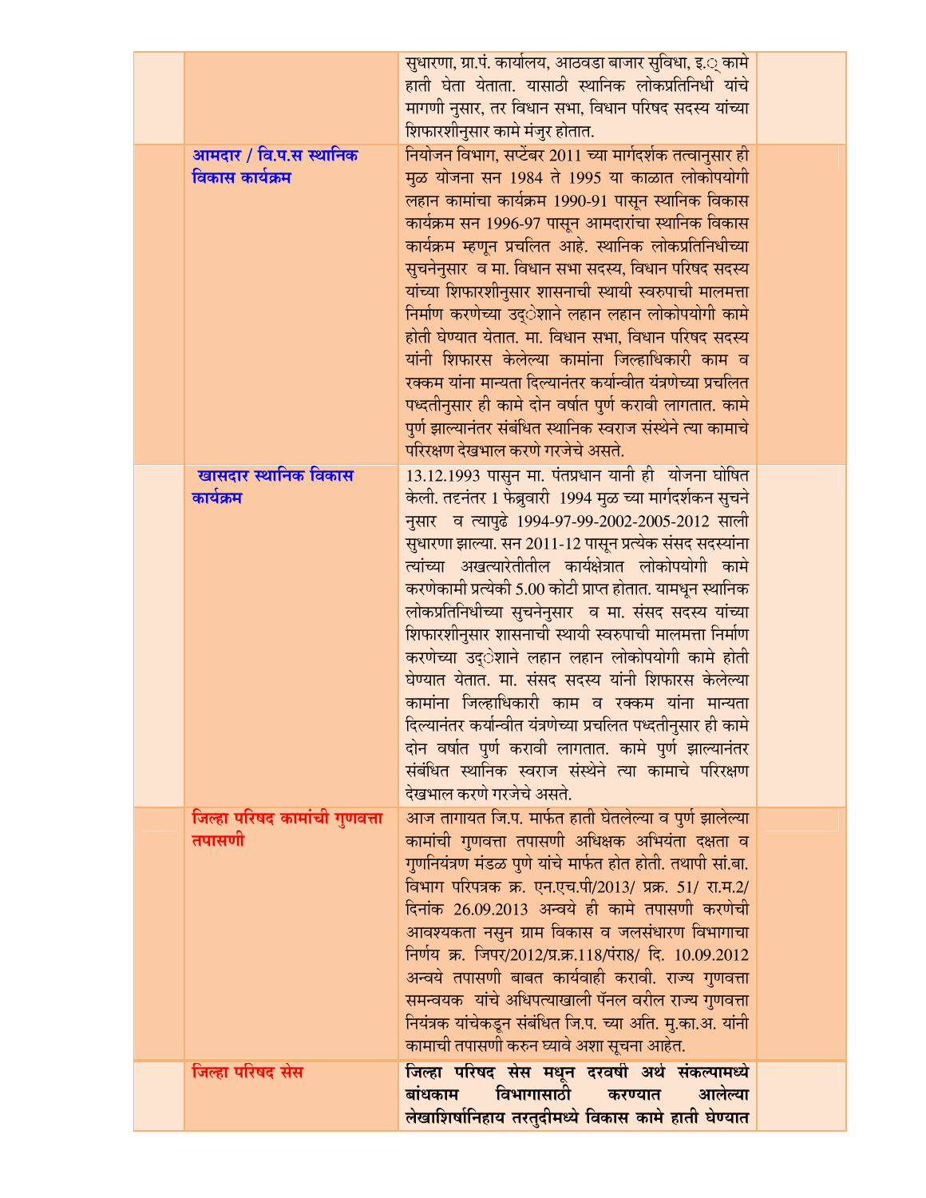| | | | |
|---|---|---|---|
| | | सुधारणा, ग्रा.पं. कार्यालय, आठवडा बाजार सुविधा, इ.ृ कामे हाती घेता येतात. यासाठी स्थानिक लोकप्रतिनिधी यांचे मागणी नुसार, तर विधान सभा, विधान परिषद सदस्य यांच्या शिफारशीनुसार कामे मंजुर होतात. | |
| | **आमदार / वि.प.स स्थानिक विकास कार्यक्रम** | नियोजन विभाग, सप्टेंबर 2011 च्या मार्गदर्शक तत्वानुसार ही मुळ योजना सन 1984 ते 1995 या काळात लोकोपयोगी लहान कामांचा कार्यक्रम 1990-91 पासून स्थानिक विकास कार्यक्रम सन 1996-97 पासून आमदारांचा स्थानिक विकास कार्यक्रम म्हणून प्रचलित आहे. स्थानिक लोकप्रतिनिधींच्या सुचनेनुसार व मा. विधान सभा सदस्य, विधान परिषद सदस्य यांच्या शिफारशीनुसार शासनाची स्थायी स्वरुपाची मालमत्ता निर्माण करणेच्या उद्ेशाने लहान लहान लोकोपयोगी कामे होती घेण्यात येतात. मा. विधान सभा, विधान परिषद सदस्य यांनी शिफारस केलेल्या कामांना जिल्हाधिकारी काम व रक्कम यांना मान्यता दिल्यानंतर कर्यान्वीत यंत्रणेच्या प्रचलित पध्दतीनुसार ही कामे दोन वर्षात पुर्ण करावी लागतात. कामे पुर्ण झाल्यानंतर संबंधित स्थानिक स्वराज संस्थेने त्या कामाचे परिरक्षण देखभाल करणे गरजेचे असते. | |
| | **खासदार स्थानिक विकास कार्यक्रम** | 13.12.1993 पासुन मा. पंतप्रधान यानी ही योजना घोषित केली. तद्नंतर 1 फेब्रुवारी 1994 मुळ च्या मार्गदर्शकन सुचने नुसार व त्यापुढे 1994-97-99-2002-2005-2012 साली सुधारणा झाल्या. सन 2011-12 पासून प्रत्येक संसद सदस्यांना त्यांच्या अखत्यारेतीतील कार्यक्षेत्रात लोकोपयोगी कामे करणेकामी प्रत्येकी 5.00 कोटी प्राप्त होतात. यामधून स्थानिक लोकप्रतिनिधीच्या सुचनेनुसार व मा. संसद सदस्य यांच्या शिफारशीनुसार शासनाची स्थायी स्वरुपाची मालमत्ता निर्माण करणेच्या उद्ेशाने लहान लहान लोकोपयोगी कामे होती घेण्यात येतात. मा. संसद सदस्य यांनी शिफारस केलेल्या कामांना जिल्हाधिकारी काम व रक्कम यांना मान्यता दिल्यानंतर कर्यान्वीत यंत्रणेच्या प्रचलित पध्दतीनुसार ही कामे दोन वर्षात पुर्ण करावी लागतात. कामे पुर्ण झाल्यानंतर संबंधित स्थानिक स्वराज संस्थेने त्या कामाचे परिरक्षण देखभाल करणे गरजेचे असते. | |
| | **जिल्हा परिषद कामांची गुणवत्ता तपासणी** | आज तागायत जि.प. मार्फत हाती घेतलेल्या व पुर्ण झालेल्या कामांची गुणवत्ता तपासणी अधिक्षक अभियंता दक्षता व गुणनियंत्रण मंडळ पुणे यांचे मार्फत होत होती. तथापी सां.बा. विभाग परिपत्रक क्र. एन.एच.पी/2013/ प्रक्र. 51/ रा.म.2/ दिनांक 26.09.2013 अन्वये ही कामे तपासणी करणेची आवश्यकता नसुन ग्राम विकास व जलसंधारण विभागाचा निर्णय क्र. जिपर/2012/प्र.क्र.118/पंरा8/ दि. 10.09.2012 अन्वये तपासणी बाबत कार्यवाही करावी. राज्य गुणवत्ता समन्वयक यांचे अधिपत्याखाली पॅनल वरील राज्य गुणवत्ता नियंत्रक यांचेकडून संबंधित जि.प. च्या अति. मु.का.अ. यांनी कामाची तपासणी करुन घ्यावे अशा सूचना आहेत. | |
| | **जिल्हा परिषद सेस** | **जिल्हा परिषद सेस मधून दरवषी अर्थ संकल्पामध्ये बांधकाम विभागासाठी करण्यात आलेल्या लेखाशिर्षानिहाय तरतुदीमध्ये विकास कामे हाती घेण्यात** | |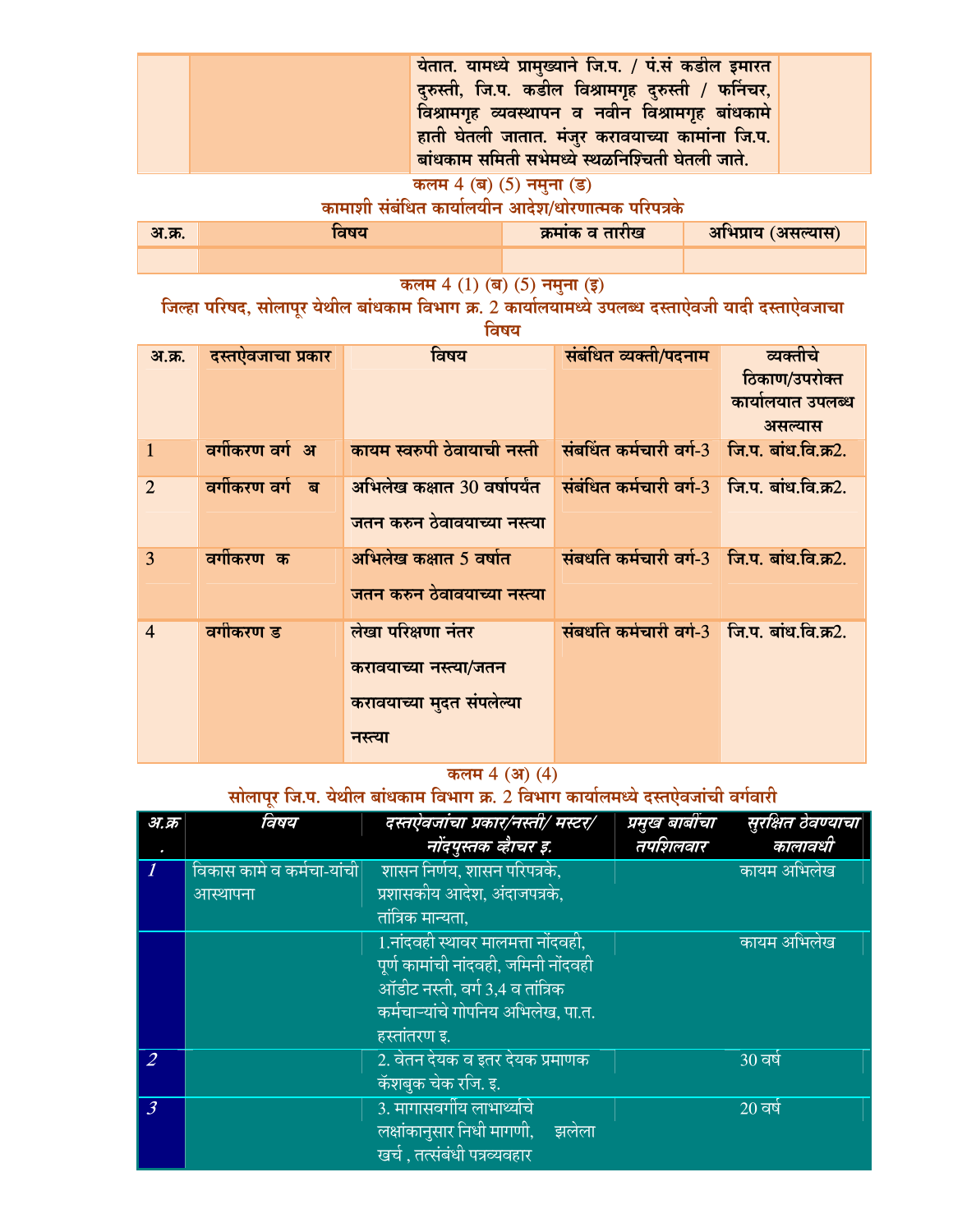| | | येतात. यामध्ये प्रामुख्याने जि.प. / पं.सं कडील इमारत दुरुस्ती, जि.प. कडील विश्रामगृह दुरुस्ती / फर्निचर, विश्रामगृह व्यवस्थापन व नवीन विश्रामगृह बांधकामे हाती घेतली जातात. मंजुर करावयाच्या कामांना जि.प. बांधकाम समिती सभेमध्ये स्थळनिश्चिती घेतली जाते. | |
|---|---|---|---|

## कलम 4 (ब) (5) नमुना (ड)

### कामाशी संबंधित कार्यालयीन आदेश/धोरणात्मक परिपत्रके

| अ.क्र. | विषय | क्रमांक व तारीख | अभिप्राय (असल्यास) |
|---|---|---|---|
| | | | |

## कलम 4 (1) (ब) (5) नमुना (इ)

### जिल्हा परिषद, सोलापूर येथील बांधकाम विभाग क्र. 2 कार्यालयामध्ये उपलब्ध दस्ताऐवजी यादी दस्ताऐवजाचा विषय

| अ.क्र. | दस्तऐवजाचा प्रकार | विषय | संबंधित व्यक्ती/पदनाम | व्यक्तीचे ठिकाण/उपरोक्त कार्यालयात उपलब्ध असल्यास |
|---|---|---|---|---|
| 1 | वर्गीकरण वर्ग अ | कायम स्वरुपी ठेवायाची नस्ती | संबधिंत कर्मचारी वर्ग-3 | जि.प. बांध.वि.क्र2. |
| 2 | वर्गीकरण वर्ग ब | अभिलेख कक्षात 30 वर्षापर्यंत जतन करुन ठेवावयाच्या नस्त्या | संबंधित कर्मचारी वर्ग-3 | जि.प. बांध.वि.क्र2. |
| 3 | वर्गीकरण क | अभिलेख कक्षात 5 वर्षात जतन करुन ठेवावयाच्या नस्त्या | संबधति कर्मचारी वर्ग-3 | जि.प. बांध.वि.क्र2. |
| 4 | वर्गीकरण ड | लेखा परिक्षणा नंतर करावयाच्या नस्त्या/जतन करावयाच्या मुदत संपलेल्या नस्त्या | संबधति कर्मचारी वर्ग-3 | जि.प. बांध.वि.क्र2. |

## कलम 4 (अ) (4)

### सोलापूर जि.प. येथील बांधकाम विभाग क्र. 2 विभाग कार्यालमध्ये दस्तऐवजांची वर्गवारी

| अ.क्र. | विषय | दस्तऐवजांचा प्रकार/नस्ती/ मस्टर/ नोंदपुस्तक व्हौचर इ. | प्रमुख बाबींचा तपशिलवार | सुरक्षित ठेवण्याचा कालावधी |
|---|---|---|---|---|
| *1* | विकास कामे व कर्मचा-यांची आस्थापना | शासन निर्णय, शासन परिपत्रके, प्रशासकीय आदेश, अंदाजपत्रके, तांत्रिक मान्यता, | | कायम अभिलेख |
| | | 1.नांदवही स्थावर मालमत्ता नोंदवही, पूर्ण कामांची नांदवही, जमिनी नोंदवही ऑडीट नस्ती, वर्ग 3,4 व तांत्रिक कर्मचाऱ्यांचे गोपनिय अभिलेख, पा.त. हस्तांतरण इ. | | कायम अभिलेख |
| *2* | | 2. वेतन देयक व इतर देयक प्रमाणक कॅशबुक चेक रजि. इ. | | 30 वर्ष |
| *3* | | 3. मागासवर्गीय लाभार्थ्याचे लक्षांकानुसार निधी मागणी, झलेला खर्च , तत्संबंधी पत्रव्यवहार | | 20 वर्ष |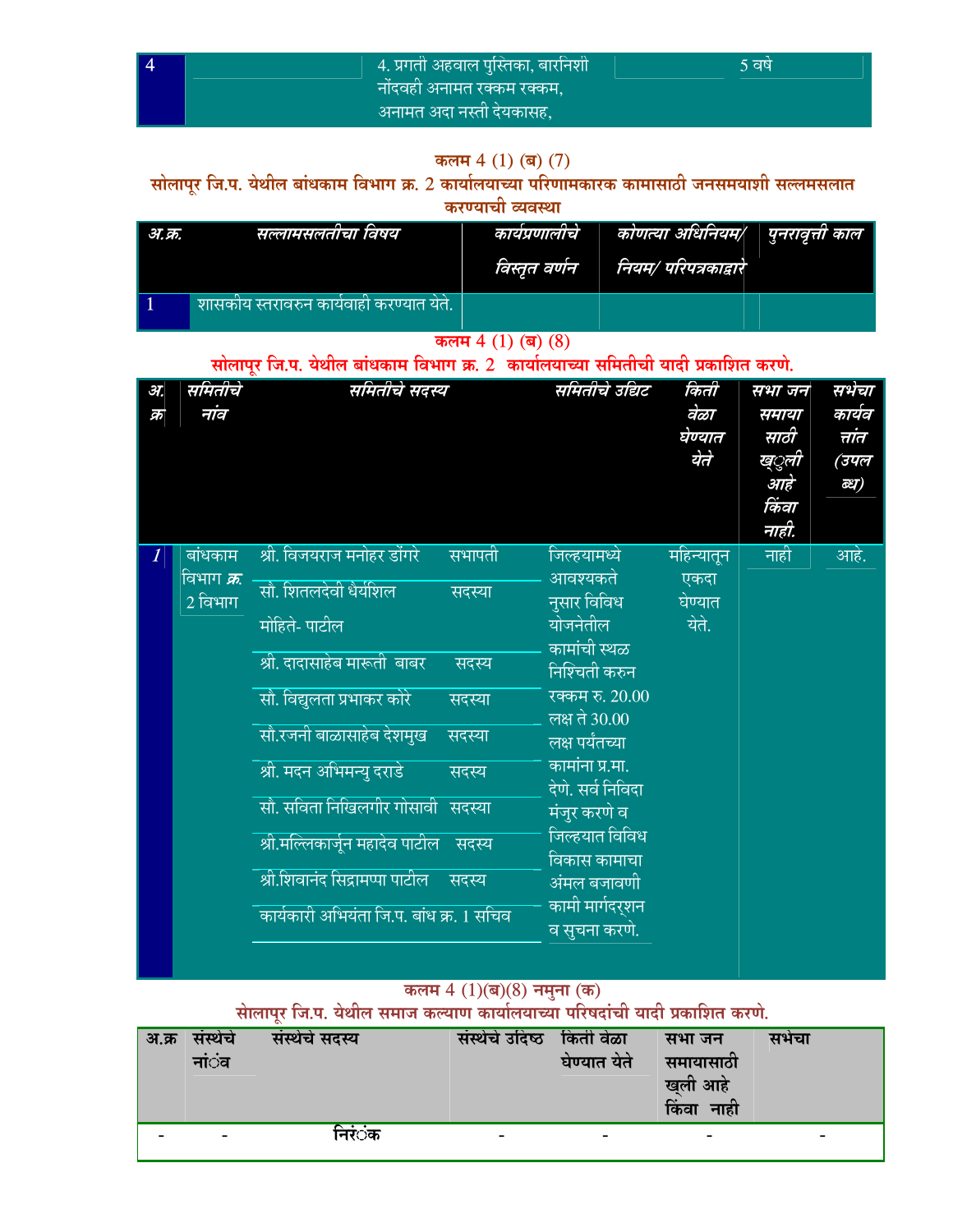| 4 | | 4. प्रगती अहवाल पुस्तिका, बारनिशी नोंदवही अनामत रक्कम रक्कम, अनामत अदा नस्ती देयकासह, | | 5 वर्षे |
|---|---|---|---|---|

**कलम 4 (1) (ब) (7)**

**सोलापूर जि.प. येथील बांधकाम विभाग क्र. 2 कार्यालयाच्या परिणामकारक कामासाठी जनसमयाशी सल्लमसलात करण्याची व्यवस्था**

| अ.क्र. | सल्लामसलतीचा विषय | कार्यप्रणालीचे विस्तृत वर्णन | कोणत्या अधिनियम/ नियम/ परिपत्रकाद्वारे | पुनरावृत्ती काल |
|---|---|---|---|---|
| 1 | शासकीय स्तरावरुन कार्यवाही करण्यात येते. | | | |

**कलम 4 (1) (ब) (8)**

**सोलापूर जि.प. येथील बांधकाम विभाग क्र. 2 कार्यालयाच्या समितीची यादी प्रकाशित करणे.**

| अ. क्र | समितीचे नांव | समितीचे सदस्य | समितीचे उद्दिष्ट | किती वेळा घेण्यात येते | सभा जन समाया साठी खुली आहे किंवा नाही. | सभेचा कार्यवत्तांत (उपलब्ध) |
|---|---|---|---|---|---|---|
| 1 | बांधकाम विभाग क्र. 2 विभाग | श्री. विजयराज मनोहर डोंगरे सभापती<br>सौ. शितलदेवी धैर्यशिल मोहिते- पाटील सदस्या<br>श्री. दादासाहेब मारूती बाबर सदस्य<br>सौ. विद्युलता प्रभाकर कोरे सदस्या<br>सौ.रजनी बाळासाहेब देशमुख सदस्या<br>श्री. मदन अभिमन्यु दराडे सदस्य<br>सौ. सविता निखिलगीर गोसावी सदस्या<br>श्री.मल्लिकार्जून महादेव पाटील सदस्य<br>श्री.शिवानंद सिद्रामप्पा पाटील सदस्य<br>कार्यकारी अभियंता जि.प. बांध क्र. 1 सचिव | जिल्हयामध्ये आवश्यकतेनुसार विविध योजनेतील कामांची स्थळ निश्चिती करुन रक्कम रु. 20.00 लक्ष ते 30.00 लक्ष पर्यंतच्या कामांना प्र.मा. देणे. सर्व निविदा मंजुर करणे व जिल्हयात विविध विकास कामाचा अंमल बजावणी कामी मार्गदर्शन व सुचना करणे. | महिन्यातून एकदा घेण्यात येते. | नाही | आहे. |

**कलम 4 (1)(ब)(8) नमुना (क)**

**सोलापूर जि.प. येथील समाज कल्याण कार्यालयाच्या परिषदांची यादी प्रकाशित करणे.**

| अ.क्र | संस्थेचे नांव | संस्थेचे सदस्य | संस्थेचे उदिष्ट | किती वेळा घेण्यात येते | सभा जन समायासाठी खुली आहे किंवा नाही | सभेचा |
|---|---|---|---|---|---|---|
| - | - | निरंक | - | - | - | - |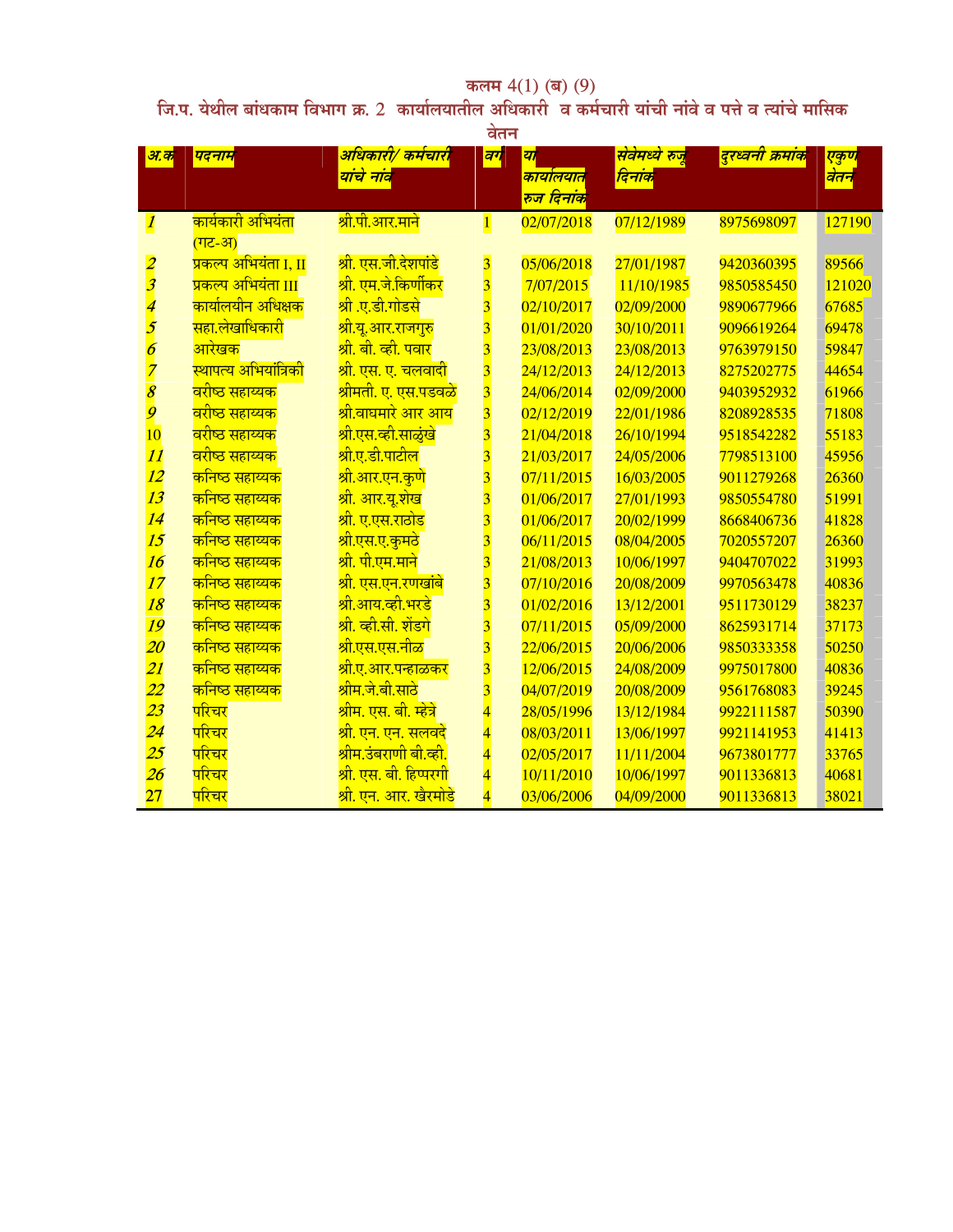कलम 4(1) (ब) (9)

जि.प. येथील बांधकाम विभाग क्र. 2 कार्यालयातील अधिकारी व कर्मचारी यांची नांवे व पत्ते व त्यांचे मासिक वेतन

| अ.क | पदनाम | अधिकारी/ कर्मचारी यांचे नांव | वर्ग | या कार्यालयात रुज दिनांक | सेवेमध्ये रुजू दिनांक | दुरध्वनी क्रमांक | एकुण वेतन |
|---|---|---|---|---|---|---|---|
| 1 | कार्यकारी अभियंता (गट-अ) | श्री.पी.आर.माने | 1 | 02/07/2018 | 07/12/1989 | 8975698097 | 127190 |
| 2 | प्रकल्प अभियंता I, II | श्री. एस.जी.देशपांडे | 3 | 05/06/2018 | 27/01/1987 | 9420360395 | 89566 |
| 3 | प्रकल्प अभियंता III | श्री. एम.जे.किर्णीकर | 3 | 7/07/2015 | 11/10/1985 | 9850585450 | 121020 |
| 4 | कार्यालयीन अधिक्षक | श्री .ए.डी.गोडसे | 3 | 02/10/2017 | 02/09/2000 | 9890677966 | 67685 |
| 5 | सहा.लेखाधिकारी | श्री.यू.आर.राजगुरु | 3 | 01/01/2020 | 30/10/2011 | 9096619264 | 69478 |
| 6 | आरेखक | श्री. बी. व्ही. पवार | 3 | 23/08/2013 | 23/08/2013 | 9763979150 | 59847 |
| 7 | स्थापत्य अभियांत्रिकी | श्री. एस. ए. चलवादी | 3 | 24/12/2013 | 24/12/2013 | 8275202775 | 44654 |
| 8 | वरीष्ठ सहाय्यक | श्रीमती. ए. एस.पडवळे | 3 | 24/06/2014 | 02/09/2000 | 9403952932 | 61966 |
| 9 | वरीष्ठ सहाय्यक | श्री.वाघमारे आर आय | 3 | 02/12/2019 | 22/01/1986 | 8208928535 | 71808 |
| 10 | वरीष्ठ सहाय्यक | श्री.एस.व्ही.साळुंखे | 3 | 21/04/2018 | 26/10/1994 | 9518542282 | 55183 |
| 11 | वरीष्ठ सहाय्यक | श्री.ए.डी.पाटील | 3 | 21/03/2017 | 24/05/2006 | 7798513100 | 45956 |
| 12 | कनिष्ठ सहाय्यक | श्री.आर.एन.कुणे | 3 | 07/11/2015 | 16/03/2005 | 9011279268 | 26360 |
| 13 | कनिष्ठ सहाय्यक | श्री. आर.यू.शेख | 3 | 01/06/2017 | 27/01/1993 | 9850554780 | 51991 |
| 14 | कनिष्ठ सहाय्यक | श्री. ए.एस.राठोड | 3 | 01/06/2017 | 20/02/1999 | 8668406736 | 41828 |
| 15 | कनिष्ठ सहाय्यक | श्री.एस.ए.कुमठे | 3 | 06/11/2015 | 08/04/2005 | 7020557207 | 26360 |
| 16 | कनिष्ठ सहाय्यक | श्री. पी.एम.माने | 3 | 21/08/2013 | 10/06/1997 | 9404707022 | 31993 |
| 17 | कनिष्ठ सहाय्यक | श्री. एस.एन.रणखांबे | 3 | 07/10/2016 | 20/08/2009 | 9970563478 | 40836 |
| 18 | कनिष्ठ सहाय्यक | श्री.आय.व्ही.भरडे | 3 | 01/02/2016 | 13/12/2001 | 9511730129 | 38237 |
| 19 | कनिष्ठ सहाय्यक | श्री. व्ही.सी. शेंडगे | 3 | 07/11/2015 | 05/09/2000 | 8625931714 | 37173 |
| 20 | कनिष्ठ सहाय्यक | श्री.एस.एस.नीळ | 3 | 22/06/2015 | 20/06/2006 | 9850333358 | 50250 |
| 21 | कनिष्ठ सहाय्यक | श्री.ए.आर.पन्हाळकर | 3 | 12/06/2015 | 24/08/2009 | 9975017800 | 40836 |
| 22 | कनिष्ठ सहाय्यक | श्रीम.जे.बी.साठे | 3 | 04/07/2019 | 20/08/2009 | 9561768083 | 39245 |
| 23 | परिचर | श्रीम. एस. बी. म्हेत्रे | 4 | 28/05/1996 | 13/12/1984 | 9922111587 | 50390 |
| 24 | परिचर | श्री. एन. एन. सलवदे | 4 | 08/03/2011 | 13/06/1997 | 9921141953 | 41413 |
| 25 | परिचर | श्रीम.उंबराणी बी.व्ही. | 4 | 02/05/2017 | 11/11/2004 | 9673801777 | 33765 |
| 26 | परिचर | श्री. एस. बी. हिप्परगी | 4 | 10/11/2010 | 10/06/1997 | 9011336813 | 40681 |
| 27 | परिचर | श्री. एन. आर. खैरमोडे | 4 | 03/06/2006 | 04/09/2000 | 9011336813 | 38021 |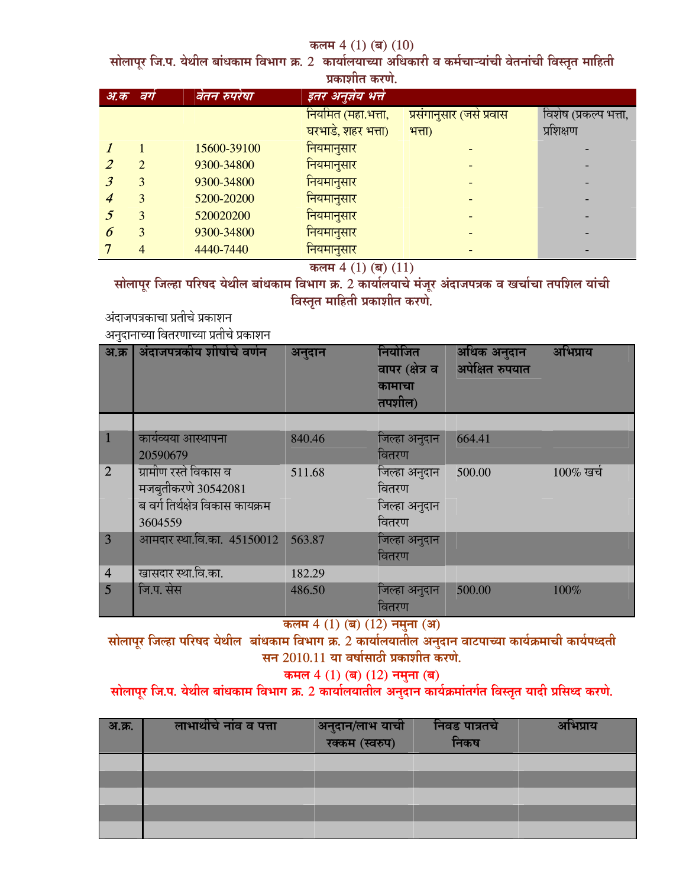**कलम 4 (1) (ब) (10)**

**सोलापूर जि.प. येथील बांधकाम विभाग क्र. 2 कार्यालयाच्या अधिकारी व कर्मचाऱ्यांची वेतनांची विस्तृत माहिती प्रकाशीत करणे.**

| अ.क | वर्ग | वेतन रुपरेषा | इतर अनुज्ञेय भत्ते | | |
|---|---|---|---|---|---|
| | | | नियमित (महा.भत्ता, घरभाडे, शहर भत्ता) | प्रसंगानुसार (जसे प्रवास भत्ता) | विशेष (प्रकल्प भत्ता, प्रशिक्षण |
| 1 | 1 | 15600-39100 | नियमानुसार | - | - |
| 2 | 2 | 9300-34800 | नियमानुसार | - | - |
| 3 | 3 | 9300-34800 | नियमानुसार | - | - |
| 4 | 3 | 5200-20200 | नियमानुसार | - | - |
| 5 | 3 | 520020200 | नियमानुसार | - | - |
| 6 | 3 | 9300-34800 | नियमानुसार | - | - |
| 7 | 4 | 4440-7440 | नियमानुसार | - | - |

**कलम 4 (1) (ब) (11)**

**सोलापूर जिल्हा परिषद येथील बांधकाम विभाग क्र. 2 कार्यालयाचे मंजूर अंदाजपत्रक व खर्चाचा तपशिल यांची विस्तृत माहिती प्रकाशीत करणे.**

अंदाजपत्रकाचा प्रतीचे प्रकाशन

अनुदानाच्या वितरणाच्या प्रतीचे प्रकाशन

| अ.क्र | अंदाजपत्रकीय शीर्षाचे वर्णन | अनुदान | नियोजित वापर (क्षेत्र व कामाचा तपशील) | अधिक अनुदान अपेक्षित रुपयात | अभिप्राय |
|---|---|---|---|---|---|
| | | | | | |
| 1 | कार्यव्यया आस्थापना 20590679 | 840.46 | जिल्हा अनुदान वितरण | 664.41 | |
| 2 | ग्रामीण रस्ते विकास व मजबुतीकरणे 30542081<br>ब वर्ग तिर्थक्षेत्र विकास कायक्रम 3604559 | 511.68 | जिल्हा अनुदान वितरण<br>जिल्हा अनुदान वितरण | 500.00 | 100% खर्च |
| 3 | आमदार स्था.वि.का. 45150012 | 563.87 | जिल्हा अनुदान वितरण | | |
| 4 | खासदार स्था.वि.का. | 182.29 | | | |
| 5 | जि.प. सेस | 486.50 | जिल्हा अनुदान वितरण | 500.00 | 100% |

**कलम 4 (1) (ब) (12) नमुना (अ)**

**सोलापूर जिल्हा परिषद येथील बांधकाम विभाग क्र. 2 कार्यालयातील अनुदान वाटपाच्या कार्यक्रमाची कार्यपध्दती सन 2010.11 या वर्षासाठी प्रकाशीत करणे.**

**कमल 4 (1) (ब) (12) नमुना (ब)**

**सोलापूर जि.प. येथील बांधकाम विभाग क्र. 2 कार्यालयातील अनुदान कार्यक्रमांतर्गत विस्तृत यादी प्रसिध्द करणे.**

| अ.क्र. | लाभार्थीचे नांव व पत्ता | अनुदान/लाभ याची रक्कम (स्वरुप) | निवड पात्रतचे निकष | अभिप्राय |
|---|---|---|---|---|
| | | | | |
| | | | | |
| | | | | |
| | | | | |
| | | | | |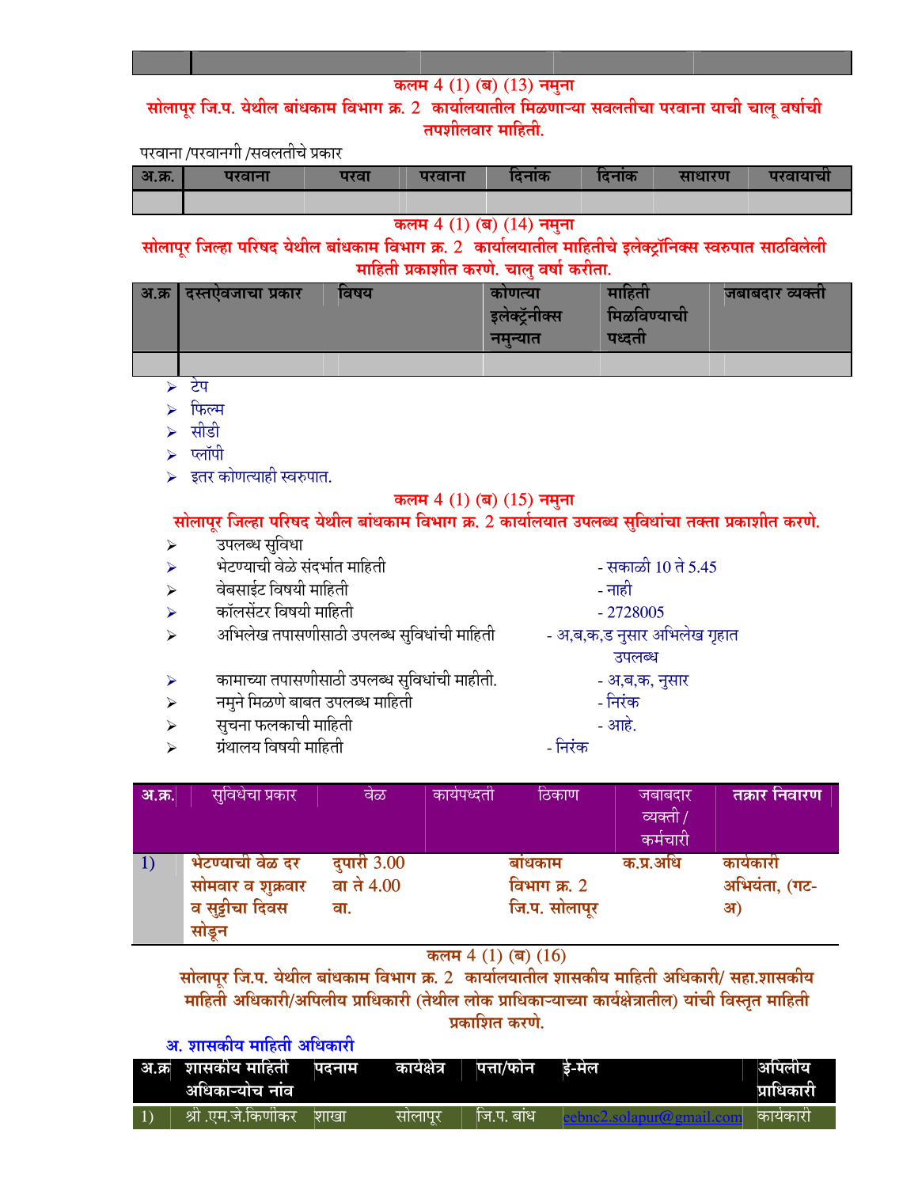| | | | | | | |
|---|---|---|---|---|---|---|
| | | | | | | |

**कलम 4 (1) (ब) (13) नमुना**

**सोलापूर जि.प. येथील बांधकाम विभाग क्र. 2 कार्यालयातील मिळणाऱ्या सवलतीचा परवाना याची चालू वर्षाची तपशीलवार माहिती.**

परवाना /परवानगी /सवलतीचे प्रकार

| अ.क्र. | परवाना | परवा | परवाना | दिनांक | दिनांक | साधारण | परवायाची |
|---|---|---|---|---|---|---|---|
| | | | | | | | |

**कलम 4 (1) (ब) (14) नमुना**

**सोलापूर जिल्हा परिषद येथील बांधकाम विभाग क्र. 2 कार्यालयातील माहितीचे इलेक्ट्रॉनिक्स स्वरुपात साठविलेली माहिती प्रकाशीत करणे. चालु वर्षा करीता.**

| अ.क्र | दस्तऐवजाचा प्रकार | विषय | कोणत्या इलेक्ट्रॅनीक्स नमुन्यात | माहिती मिळविण्याची पध्दती | जबाबदार व्यक्ती |
|---|---|---|---|---|---|
| | | | | | |

- टेप
- फिल्म
- सीडी
- फ्लॉपी
- इतर कोणत्याही स्वरुपात.

**कलम 4 (1) (ब) (15) नमुना**

**सोलापूर जिल्हा परिषद येथील बांधकाम विभाग क्र. 2 कार्यालयात उपलब्ध सुविधांचा तक्ता प्रकाशीत करणे.**

- उपलब्ध सुविधा
- भेटण्याची वेळे संदर्भात माहिती - सकाळी 10 ते 5.45
- वेबसाईट विषयी माहिती - नाही
- कॉलसेंटर विषयी माहिती - 2728005
- अभिलेख तपासणीसाठी उपलब्ध सुविधांची माहिती - अ,ब,क,ड नुसार अभिलेख गृहात उपलब्ध
- कामाच्या तपासणीसाठी उपलब्ध सुविधांची माहीती. - अ,ब,क, नुसार
- नमुने मिळणे बाबत उपलब्ध माहिती - निरंक
- सुचना फलकाची माहिती - आहे.
- ग्रंथालय विषयी माहिती - निरंक

| अ.क्र. | सुविधेचा प्रकार | वेळ | कार्यपध्दती | ठिकाण | जबाबदार व्यक्ती / कर्मचारी | तक्रार निवारण |
|---|---|---|---|---|---|---|
| 1) | भेटण्याची वेळ दर सोमवार व शुक्रवार व सुट्टीचा दिवस सोडून | दुपारी 3.00 वा ते 4.00 वा. | | बांधकाम विभाग क्र. 2 जि.प. सोलापूर | क.प्र.अधि | कार्यकारी अभियंता, (गट-अ) |

**कलम 4 (1) (ब) (16)**

**सोलापूर जि.प. येथील बांधकाम विभाग क्र. 2 कार्यालयातील शासकीय माहिती अधिकारी/ सहा.शासकीय माहिती अधिकारी/अपिलीय प्राधिकारी (तेथील लोक प्राधिकाऱ्याच्या कार्यक्षेत्रातील) यांची विस्तृत माहिती प्रकाशित करणे.**

**अ. शासकीय माहिती अधिकारी**

| अ.क्र | शासकीय माहिती अधिकाऱ्योच नांव | पदनाम | कार्यक्षेत्र | पत्ता/फोन | ई-मेल | अपिलीय प्राधिकारी |
|---|---|---|---|---|---|---|
| 1) | श्री .एम.जे.किणीकर | शाखा | सोलापूर | जि.प. बांध | eebnc2.solapur@gmail.com | कार्यकारी |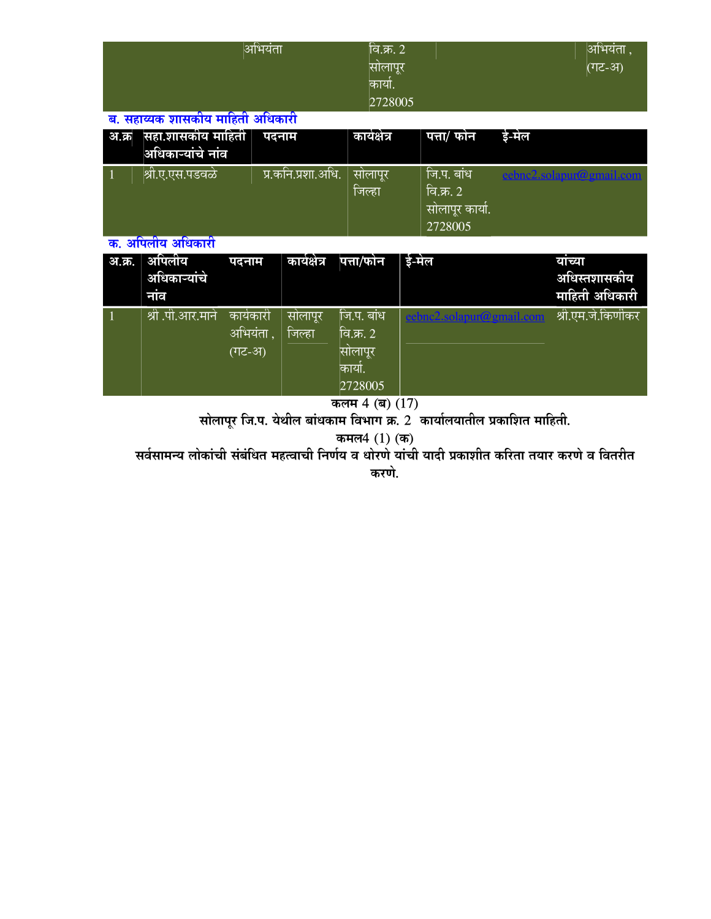| | | | | | |
|---|---|---|---|---|---|
| | अभियंता | वि.क्र. 2 सोलापूर कार्या. 2728005 | | | अभियंता , (गट-अ) |

### ब. सहाय्यक शासकीय माहिती अधिकारी

| अ.क्र | सहा.शासकीय माहिती अधिकाऱ्यांचे नांव | पदनाम | कार्यक्षेत्र | पत्ता/ फोन | ई-मेल |
|---|---|---|---|---|---|
| 1 | श्री.ए.एस.पडवळे | प्र.कनि.प्रशा.अधि. | सोलापूर जिल्हा | जि.प. बांध वि.क्र. 2 सोलापूर कार्या. 2728005 | eebnc2.solapur@gmail.com |

### क. अपिलीय अधिकारी

| अ.क्र. | अपिलीय अधिकाऱ्यांचे नांव | पदनाम | कार्यक्षेत्र | पत्ता/फोन | ई-मेल | यांच्या अधिस्तशासकीय माहिती अधिकारी |
|---|---|---|---|---|---|---|
| 1 | श्री .पी.आर.माने | कार्यकारी अभियंता , (गट-अ) | सोलापूर जिल्हा | जि.प. बांध वि.क्र. 2 सोलापूर कार्या. 2728005 | eebnc2.solapur@gmail.com | श्री.एम.जे.किर्णीकर |

**कलम 4 (ब) (17)**

**सोलापूर जि.प. येथील बांधकाम विभाग क्र. 2 कार्यालयातील प्रकाशित माहिती.**

**कमल4 (1) (क)**

**सर्वसामन्य लोकांची संबंधित महत्वाची निर्णय व धोरणे यांची यादी प्रकाशीत करिता तयार करणे व वितरीत करणे.**